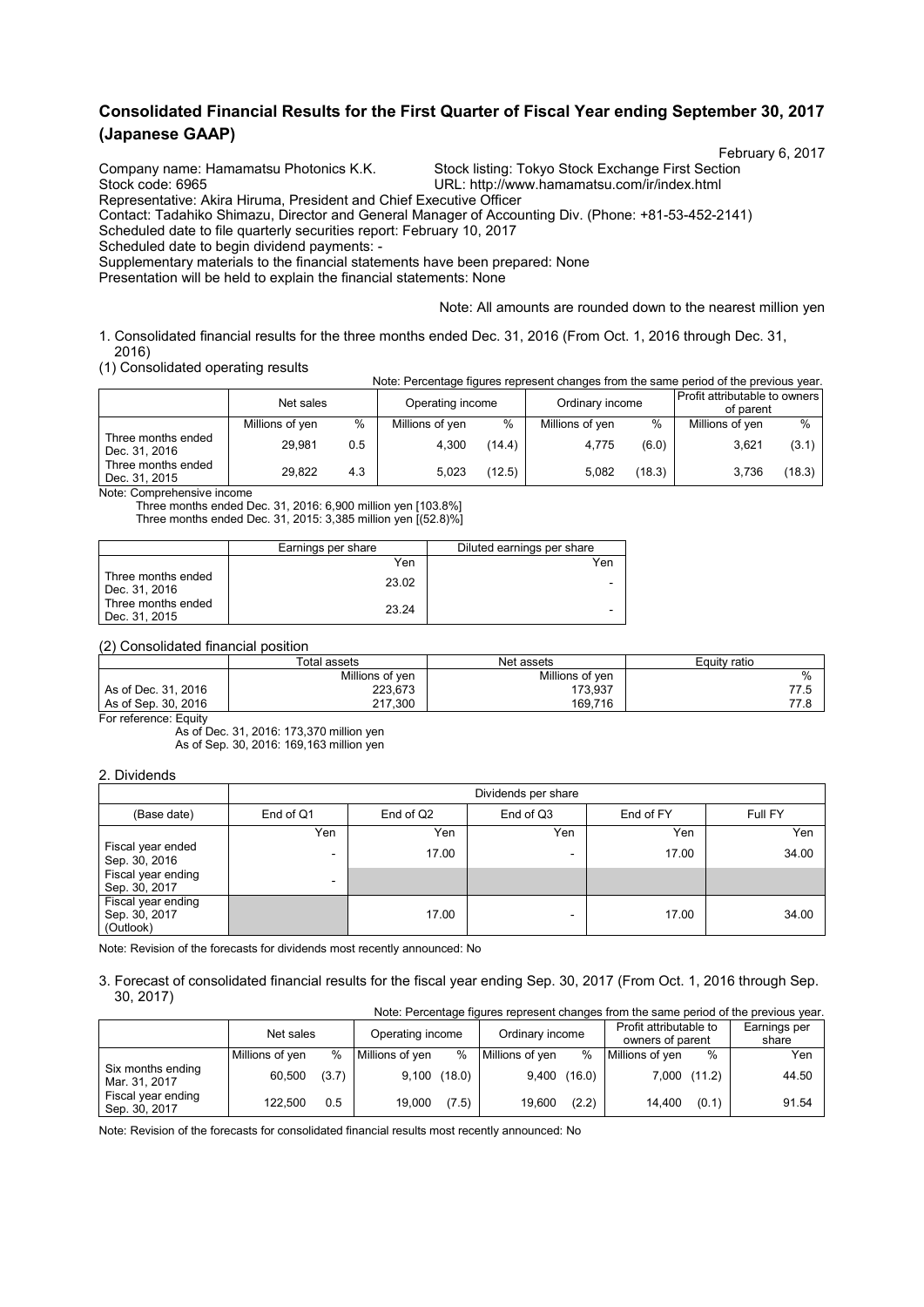# Consolidated Financial Results for the First Quarter of Fiscal Year ending September 30, 2017 (Japanese GAAP)

February 6, 2017

Company name: Hamamatsu Photonics K.K. Stock listing: Tokyo Stock Exchange First Section
Stock code: 6965 URL: http://www.hamamatsu.com/ir/index.html
Representative: Akira Hiruma, President and Chief Executive Officer
Contact: Tadahiko Shimazu, Director and General Manager of Accounting Div. (Phone: +81-53-452-2141)
Scheduled date to file quarterly securities report: February 10, 2017
Scheduled date to begin dividend payments: -
Supplementary materials to the financial statements have been prepared: None
Presentation will be held to explain the financial statements: None

Note: All amounts are rounded down to the nearest million yen

1. Consolidated financial results for the three months ended Dec. 31, 2016 (From Oct. 1, 2016 through Dec. 31, 2016)

(1) Consolidated operating results

Note: Percentage figures represent changes from the same period of the previous year.

| | Net sales | | Operating income | | Ordinary income | | Profit attributable to owners of parent | |
|---|---|---|---|---|---|---|---|---|
| | Millions of yen | % | Millions of yen | % | Millions of yen | % | Millions of yen | % |
| Three months ended Dec. 31, 2016 | 29,981 | 0.5 | 4,300 | (14.4) | 4,775 | (6.0) | 3,621 | (3.1) |
| Three months ended Dec. 31, 2015 | 29,822 | 4.3 | 5,023 | (12.5) | 5,082 | (18.3) | 3,736 | (18.3) |

Note: Comprehensive income
Three months ended Dec. 31, 2016: 6,900 million yen [103.8%]
Three months ended Dec. 31, 2015: 3,385 million yen [(52.8)%]

| | Earnings per share | Diluted earnings per share |
|---|---|---|
| | Yen | Yen |
| Three months ended Dec. 31, 2016 | 23.02 | - |
| Three months ended Dec. 31, 2015 | 23.24 | - |

(2) Consolidated financial position

| | Total assets | Net assets | Equity ratio |
|---|---|---|---|
| | Millions of yen | Millions of yen | % |
| As of Dec. 31, 2016 | 223,673 | 173,937 | 77.5 |
| As of Sep. 30, 2016 | 217,300 | 169,716 | 77.8 |

For reference: Equity
As of Dec. 31, 2016: 173,370 million yen
As of Sep. 30, 2016: 169,163 million yen

2. Dividends

| | Dividends per share | | | | |
|---|---|---|---|---|---|
| (Base date) | End of Q1 | End of Q2 | End of Q3 | End of FY | Full FY |
| | Yen | Yen | Yen | Yen | Yen |
| Fiscal year ended Sep. 30, 2016 | - | 17.00 | - | 17.00 | 34.00 |
| Fiscal year ending Sep. 30, 2017 | - | | | | |
| Fiscal year ending Sep. 30, 2017 (Outlook) | | 17.00 | - | 17.00 | 34.00 |

Note: Revision of the forecasts for dividends most recently announced: No

3. Forecast of consolidated financial results for the fiscal year ending Sep. 30, 2017 (From Oct. 1, 2016 through Sep. 30, 2017)

Note: Percentage figures represent changes from the same period of the previous year.

| | Net sales | | Operating income | | Ordinary income | | Profit attributable to owners of parent | | Earnings per share |
|---|---|---|---|---|---|---|---|---|---|
| | Millions of yen | % | Millions of yen | % | Millions of yen | % | Millions of yen | % | Yen |
| Six months ending Mar. 31, 2017 | 60,500 | (3.7) | 9,100 | (18.0) | 9,400 | (16.0) | 7,000 | (11.2) | 44.50 |
| Fiscal year ending Sep. 30, 2017 | 122,500 | 0.5 | 19,000 | (7.5) | 19,600 | (2.2) | 14,400 | (0.1) | 91.54 |

Note: Revision of the forecasts for consolidated financial results most recently announced: No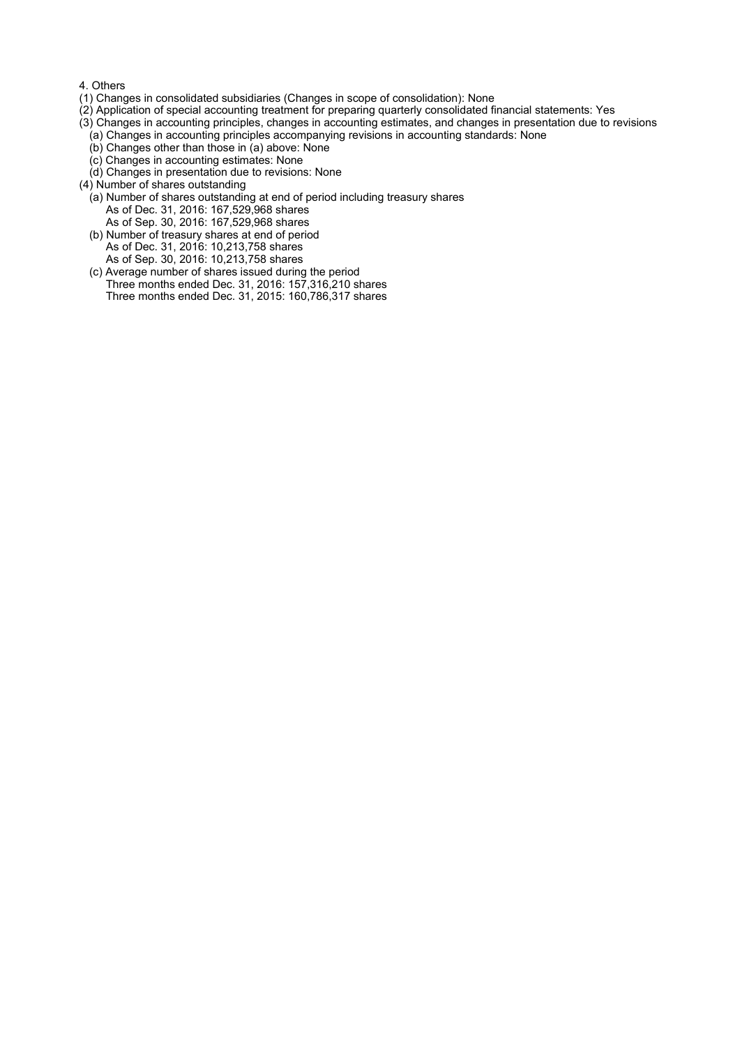4. Others

(1) Changes in consolidated subsidiaries (Changes in scope of consolidation): None

(2) Application of special accounting treatment for preparing quarterly consolidated financial statements: Yes

(3) Changes in accounting principles, changes in accounting estimates, and changes in presentation due to revisions

- (a) Changes in accounting principles accompanying revisions in accounting standards: None
- (b) Changes other than those in (a) above: None
- (c) Changes in accounting estimates: None
- (d) Changes in presentation due to revisions: None

(4) Number of shares outstanding

- (a) Number of shares outstanding at end of period including treasury shares
  - As of Dec. 31, 2016: 167,529,968 shares
  - As of Sep. 30, 2016: 167,529,968 shares
- (b) Number of treasury shares at end of period
  - As of Dec. 31, 2016: 10,213,758 shares
  - As of Sep. 30, 2016: 10,213,758 shares
- (c) Average number of shares issued during the period
  - Three months ended Dec. 31, 2016: 157,316,210 shares
  - Three months ended Dec. 31, 2015: 160,786,317 shares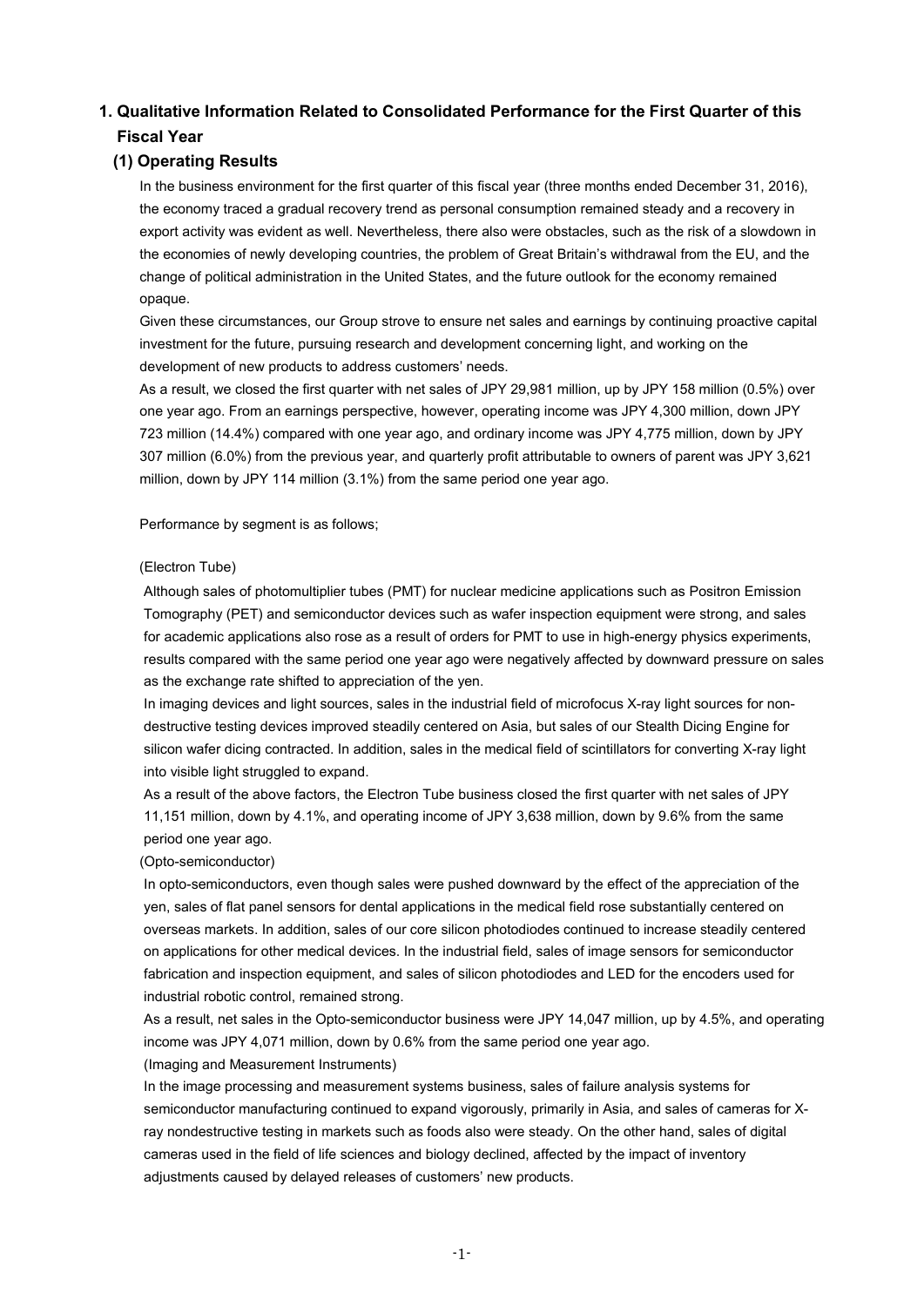## 1. Qualitative Information Related to Consolidated Performance for the First Quarter of this Fiscal Year

### (1) Operating Results

In the business environment for the first quarter of this fiscal year (three months ended December 31, 2016), the economy traced a gradual recovery trend as personal consumption remained steady and a recovery in export activity was evident as well. Nevertheless, there also were obstacles, such as the risk of a slowdown in the economies of newly developing countries, the problem of Great Britain's withdrawal from the EU, and the change of political administration in the United States, and the future outlook for the economy remained opaque.

Given these circumstances, our Group strove to ensure net sales and earnings by continuing proactive capital investment for the future, pursuing research and development concerning light, and working on the development of new products to address customers' needs.

As a result, we closed the first quarter with net sales of JPY 29,981 million, up by JPY 158 million (0.5%) over one year ago. From an earnings perspective, however, operating income was JPY 4,300 million, down JPY 723 million (14.4%) compared with one year ago, and ordinary income was JPY 4,775 million, down by JPY 307 million (6.0%) from the previous year, and quarterly profit attributable to owners of parent was JPY 3,621 million, down by JPY 114 million (3.1%) from the same period one year ago.

Performance by segment is as follows;

(Electron Tube)

Although sales of photomultiplier tubes (PMT) for nuclear medicine applications such as Positron Emission Tomography (PET) and semiconductor devices such as wafer inspection equipment were strong, and sales for academic applications also rose as a result of orders for PMT to use in high-energy physics experiments, results compared with the same period one year ago were negatively affected by downward pressure on sales as the exchange rate shifted to appreciation of the yen.

In imaging devices and light sources, sales in the industrial field of microfocus X-ray light sources for non-destructive testing devices improved steadily centered on Asia, but sales of our Stealth Dicing Engine for silicon wafer dicing contracted. In addition, sales in the medical field of scintillators for converting X-ray light into visible light struggled to expand.

As a result of the above factors, the Electron Tube business closed the first quarter with net sales of JPY 11,151 million, down by 4.1%, and operating income of JPY 3,638 million, down by 9.6% from the same period one year ago.

(Opto-semiconductor)

In opto-semiconductors, even though sales were pushed downward by the effect of the appreciation of the yen, sales of flat panel sensors for dental applications in the medical field rose substantially centered on overseas markets. In addition, sales of our core silicon photodiodes continued to increase steadily centered on applications for other medical devices. In the industrial field, sales of image sensors for semiconductor fabrication and inspection equipment, and sales of silicon photodiodes and LED for the encoders used for industrial robotic control, remained strong.

As a result, net sales in the Opto-semiconductor business were JPY 14,047 million, up by 4.5%, and operating income was JPY 4,071 million, down by 0.6% from the same period one year ago.

(Imaging and Measurement Instruments)

In the image processing and measurement systems business, sales of failure analysis systems for semiconductor manufacturing continued to expand vigorously, primarily in Asia, and sales of cameras for X-ray nondestructive testing in markets such as foods also were steady. On the other hand, sales of digital cameras used in the field of life sciences and biology declined, affected by the impact of inventory adjustments caused by delayed releases of customers' new products.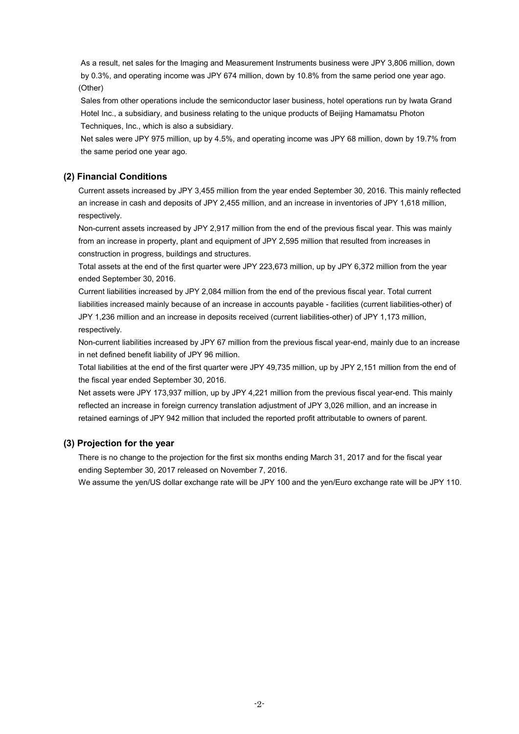As a result, net sales for the Imaging and Measurement Instruments business were JPY 3,806 million, down by 0.3%, and operating income was JPY 674 million, down by 10.8% from the same period one year ago.

(Other)

Sales from other operations include the semiconductor laser business, hotel operations run by Iwata Grand Hotel Inc., a subsidiary, and business relating to the unique products of Beijing Hamamatsu Photon Techniques, Inc., which is also a subsidiary.

Net sales were JPY 975 million, up by 4.5%, and operating income was JPY 68 million, down by 19.7% from the same period one year ago.

### (2) Financial Conditions

Current assets increased by JPY 3,455 million from the year ended September 30, 2016. This mainly reflected an increase in cash and deposits of JPY 2,455 million, and an increase in inventories of JPY 1,618 million, respectively.

Non-current assets increased by JPY 2,917 million from the end of the previous fiscal year. This was mainly from an increase in property, plant and equipment of JPY 2,595 million that resulted from increases in construction in progress, buildings and structures.

Total assets at the end of the first quarter were JPY 223,673 million, up by JPY 6,372 million from the year ended September 30, 2016.

Current liabilities increased by JPY 2,084 million from the end of the previous fiscal year. Total current liabilities increased mainly because of an increase in accounts payable - facilities (current liabilities-other) of JPY 1,236 million and an increase in deposits received (current liabilities-other) of JPY 1,173 million, respectively.

Non-current liabilities increased by JPY 67 million from the previous fiscal year-end, mainly due to an increase in net defined benefit liability of JPY 96 million.

Total liabilities at the end of the first quarter were JPY 49,735 million, up by JPY 2,151 million from the end of the fiscal year ended September 30, 2016.

Net assets were JPY 173,937 million, up by JPY 4,221 million from the previous fiscal year-end. This mainly reflected an increase in foreign currency translation adjustment of JPY 3,026 million, and an increase in retained earnings of JPY 942 million that included the reported profit attributable to owners of parent.

### (3) Projection for the year

There is no change to the projection for the first six months ending March 31, 2017 and for the fiscal year ending September 30, 2017 released on November 7, 2016.

We assume the yen/US dollar exchange rate will be JPY 100 and the yen/Euro exchange rate will be JPY 110.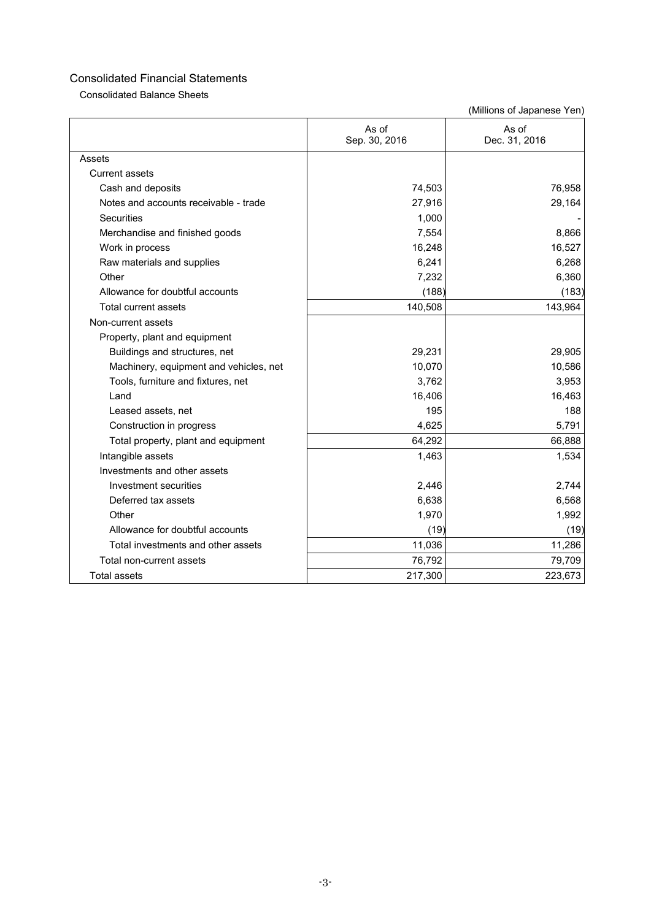# Consolidated Financial Statements

## Consolidated Balance Sheets

(Millions of Japanese Yen)

| | As of Sep. 30, 2016 | As of Dec. 31, 2016 |
|---|---|---|
| Assets | | |
| Current assets | | |
| Cash and deposits | 74,503 | 76,958 |
| Notes and accounts receivable - trade | 27,916 | 29,164 |
| Securities | 1,000 | - |
| Merchandise and finished goods | 7,554 | 8,866 |
| Work in process | 16,248 | 16,527 |
| Raw materials and supplies | 6,241 | 6,268 |
| Other | 7,232 | 6,360 |
| Allowance for doubtful accounts | (188) | (183) |
| Total current assets | 140,508 | 143,964 |
| Non-current assets | | |
| Property, plant and equipment | | |
| Buildings and structures, net | 29,231 | 29,905 |
| Machinery, equipment and vehicles, net | 10,070 | 10,586 |
| Tools, furniture and fixtures, net | 3,762 | 3,953 |
| Land | 16,406 | 16,463 |
| Leased assets, net | 195 | 188 |
| Construction in progress | 4,625 | 5,791 |
| Total property, plant and equipment | 64,292 | 66,888 |
| Intangible assets | 1,463 | 1,534 |
| Investments and other assets | | |
| Investment securities | 2,446 | 2,744 |
| Deferred tax assets | 6,638 | 6,568 |
| Other | 1,970 | 1,992 |
| Allowance for doubtful accounts | (19) | (19) |
| Total investments and other assets | 11,036 | 11,286 |
| Total non-current assets | 76,792 | 79,709 |
| Total assets | 217,300 | 223,673 |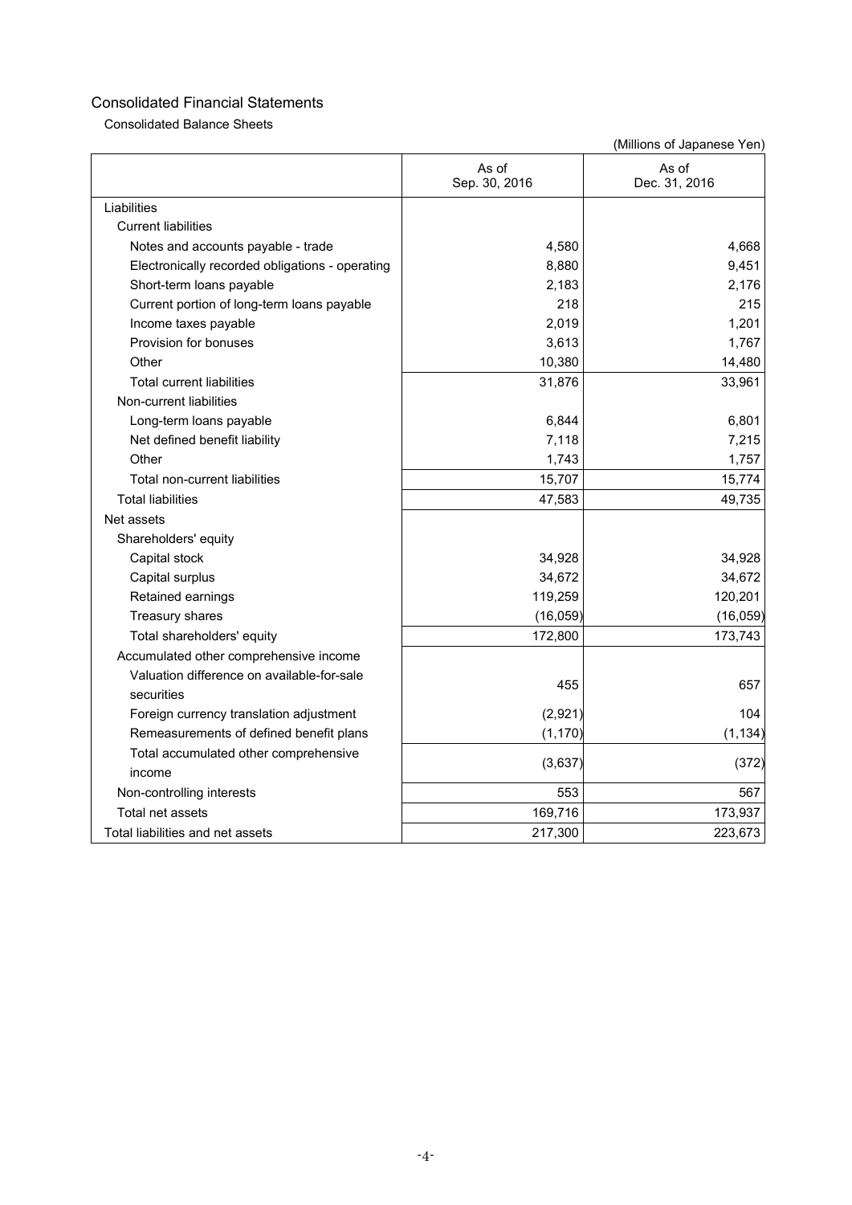# Consolidated Financial Statements

## Consolidated Balance Sheets

(Millions of Japanese Yen)

| | As of Sep. 30, 2016 | As of Dec. 31, 2016 |
|---|---|---|
| Liabilities | | |
| Current liabilities | | |
| Notes and accounts payable - trade | 4,580 | 4,668 |
| Electronically recorded obligations - operating | 8,880 | 9,451 |
| Short-term loans payable | 2,183 | 2,176 |
| Current portion of long-term loans payable | 218 | 215 |
| Income taxes payable | 2,019 | 1,201 |
| Provision for bonuses | 3,613 | 1,767 |
| Other | 10,380 | 14,480 |
| Total current liabilities | 31,876 | 33,961 |
| Non-current liabilities | | |
| Long-term loans payable | 6,844 | 6,801 |
| Net defined benefit liability | 7,118 | 7,215 |
| Other | 1,743 | 1,757 |
| Total non-current liabilities | 15,707 | 15,774 |
| Total liabilities | 47,583 | 49,735 |
| Net assets | | |
| Shareholders' equity | | |
| Capital stock | 34,928 | 34,928 |
| Capital surplus | 34,672 | 34,672 |
| Retained earnings | 119,259 | 120,201 |
| Treasury shares | (16,059) | (16,059) |
| Total shareholders' equity | 172,800 | 173,743 |
| Accumulated other comprehensive income | | |
| Valuation difference on available-for-sale securities | 455 | 657 |
| Foreign currency translation adjustment | (2,921) | 104 |
| Remeasurements of defined benefit plans | (1,170) | (1,134) |
| Total accumulated other comprehensive income | (3,637) | (372) |
| Non-controlling interests | 553 | 567 |
| Total net assets | 169,716 | 173,937 |
| Total liabilities and net assets | 217,300 | 223,673 |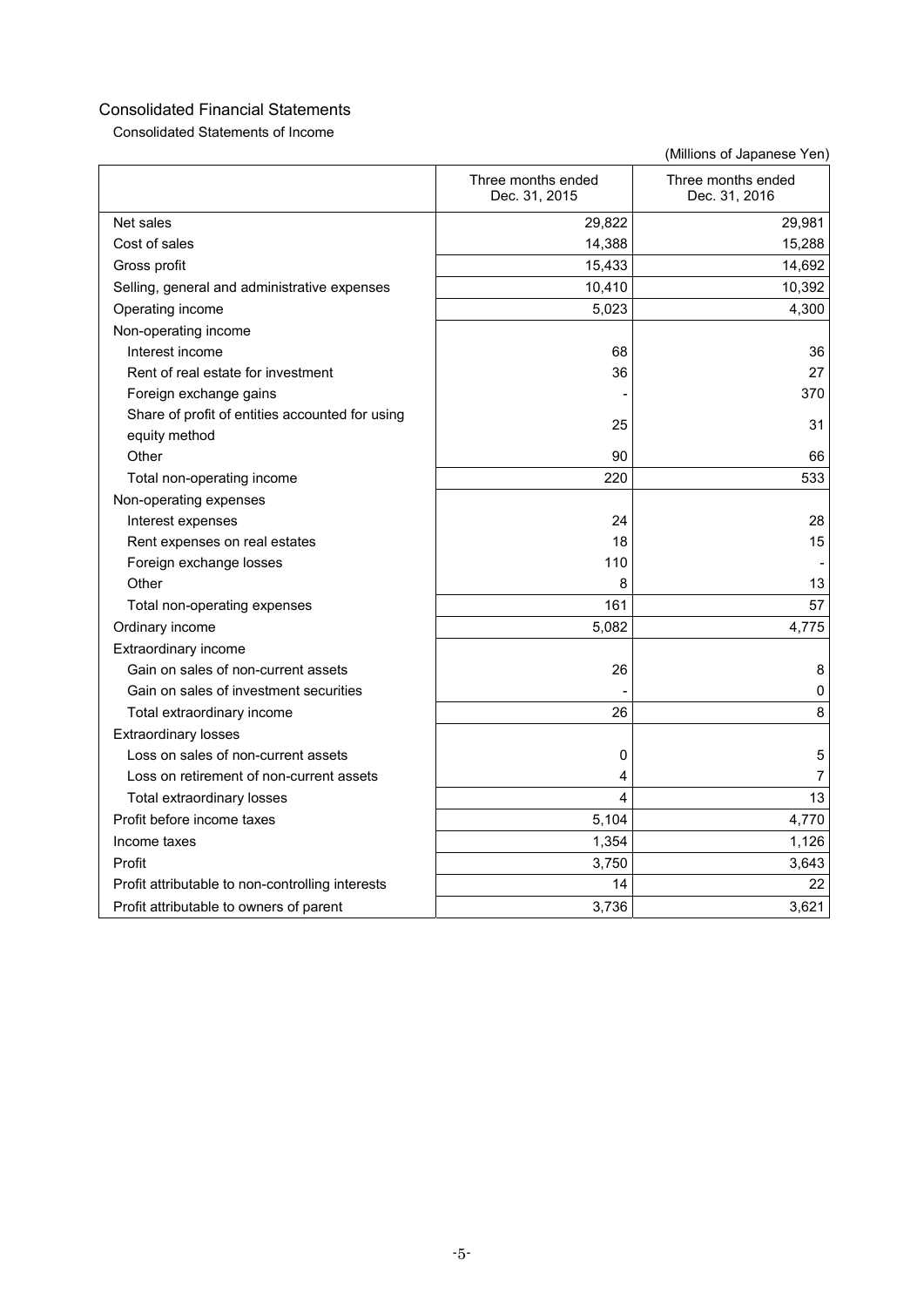# Consolidated Financial Statements

## Consolidated Statements of Income

(Millions of Japanese Yen)

| | Three months ended Dec. 31, 2015 | Three months ended Dec. 31, 2016 |
|---|---|---|
| Net sales | 29,822 | 29,981 |
| Cost of sales | 14,388 | 15,288 |
| Gross profit | 15,433 | 14,692 |
| Selling, general and administrative expenses | 10,410 | 10,392 |
| Operating income | 5,023 | 4,300 |
| Non-operating income | | |
| Interest income | 68 | 36 |
| Rent of real estate for investment | 36 | 27 |
| Foreign exchange gains | - | 370 |
| Share of profit of entities accounted for using equity method | 25 | 31 |
| Other | 90 | 66 |
| Total non-operating income | 220 | 533 |
| Non-operating expenses | | |
| Interest expenses | 24 | 28 |
| Rent expenses on real estates | 18 | 15 |
| Foreign exchange losses | 110 | - |
| Other | 8 | 13 |
| Total non-operating expenses | 161 | 57 |
| Ordinary income | 5,082 | 4,775 |
| Extraordinary income | | |
| Gain on sales of non-current assets | 26 | 8 |
| Gain on sales of investment securities | - | 0 |
| Total extraordinary income | 26 | 8 |
| Extraordinary losses | | |
| Loss on sales of non-current assets | 0 | 5 |
| Loss on retirement of non-current assets | 4 | 7 |
| Total extraordinary losses | 4 | 13 |
| Profit before income taxes | 5,104 | 4,770 |
| Income taxes | 1,354 | 1,126 |
| Profit | 3,750 | 3,643 |
| Profit attributable to non-controlling interests | 14 | 22 |
| Profit attributable to owners of parent | 3,736 | 3,621 |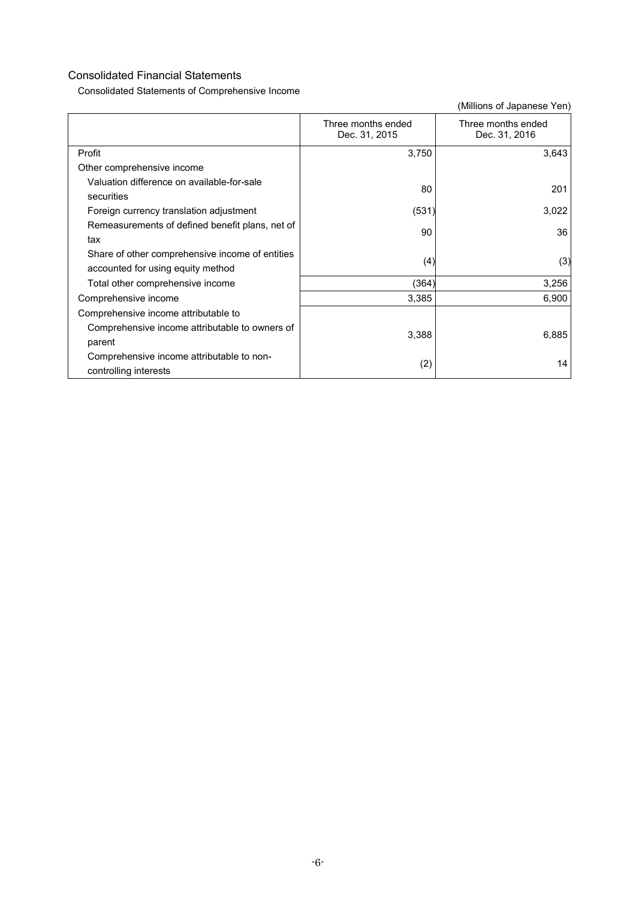# Consolidated Financial Statements

## Consolidated Statements of Comprehensive Income

(Millions of Japanese Yen)

| | Three months ended Dec. 31, 2015 | Three months ended Dec. 31, 2016 |
|---|---|---|
| Profit | 3,750 | 3,643 |
| Other comprehensive income | | |
| Valuation difference on available-for-sale securities | 80 | 201 |
| Foreign currency translation adjustment | (531) | 3,022 |
| Remeasurements of defined benefit plans, net of tax | 90 | 36 |
| Share of other comprehensive income of entities accounted for using equity method | (4) | (3) |
| Total other comprehensive income | (364) | 3,256 |
| Comprehensive income | 3,385 | 6,900 |
| Comprehensive income attributable to | | |
| Comprehensive income attributable to owners of parent | 3,388 | 6,885 |
| Comprehensive income attributable to non-controlling interests | (2) | 14 |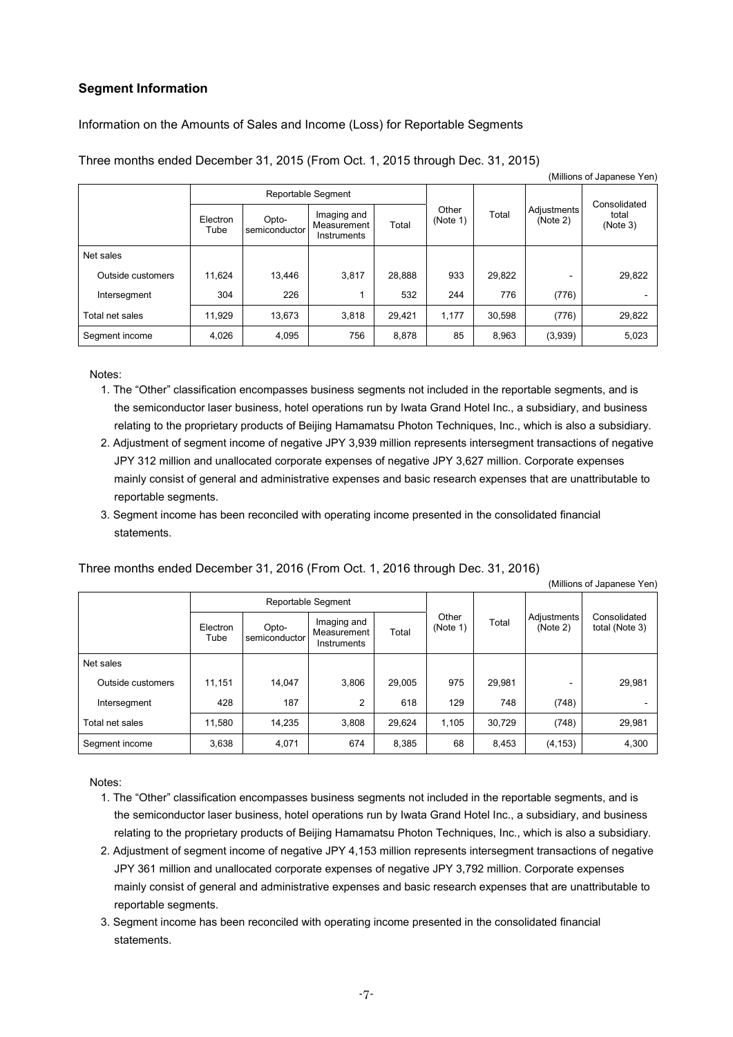## Segment Information

Information on the Amounts of Sales and Income (Loss) for Reportable Segments

Three months ended December 31, 2015 (From Oct. 1, 2015 through Dec. 31, 2015)

(Millions of Japanese Yen)

| | Reportable Segment | | | | Other (Note 1) | Total | Adjustments (Note 2) | Consolidated total (Note 3) |
|---|---|---|---|---|---|---|---|---|
| | Electron Tube | Opto-semiconductor | Imaging and Measurement Instruments | Total | | | | |
| Net sales | | | | | | | | |
| Outside customers | 11,624 | 13,446 | 3,817 | 28,888 | 933 | 29,822 | - | 29,822 |
| Intersegment | 304 | 226 | 1 | 532 | 244 | 776 | (776) | - |
| Total net sales | 11,929 | 13,673 | 3,818 | 29,421 | 1,177 | 30,598 | (776) | 29,822 |
| Segment income | 4,026 | 4,095 | 756 | 8,878 | 85 | 8,963 | (3,939) | 5,023 |

Notes:

1. The "Other" classification encompasses business segments not included in the reportable segments, and is the semiconductor laser business, hotel operations run by Iwata Grand Hotel Inc., a subsidiary, and business relating to the proprietary products of Beijing Hamamatsu Photon Techniques, Inc., which is also a subsidiary.
2. Adjustment of segment income of negative JPY 3,939 million represents intersegment transactions of negative JPY 312 million and unallocated corporate expenses of negative JPY 3,627 million. Corporate expenses mainly consist of general and administrative expenses and basic research expenses that are unattributable to reportable segments.
3. Segment income has been reconciled with operating income presented in the consolidated financial statements.

Three months ended December 31, 2016 (From Oct. 1, 2016 through Dec. 31, 2016)

(Millions of Japanese Yen)

| | Reportable Segment | | | | Other (Note 1) | Total | Adjustments (Note 2) | Consolidated total (Note 3) |
|---|---|---|---|---|---|---|---|---|
| | Electron Tube | Opto-semiconductor | Imaging and Measurement Instruments | Total | | | | |
| Net sales | | | | | | | | |
| Outside customers | 11,151 | 14,047 | 3,806 | 29,005 | 975 | 29,981 | - | 29,981 |
| Intersegment | 428 | 187 | 2 | 618 | 129 | 748 | (748) | - |
| Total net sales | 11,580 | 14,235 | 3,808 | 29,624 | 1,105 | 30,729 | (748) | 29,981 |
| Segment income | 3,638 | 4,071 | 674 | 8,385 | 68 | 8,453 | (4,153) | 4,300 |

Notes:

1. The "Other" classification encompasses business segments not included in the reportable segments, and is the semiconductor laser business, hotel operations run by Iwata Grand Hotel Inc., a subsidiary, and business relating to the proprietary products of Beijing Hamamatsu Photon Techniques, Inc., which is also a subsidiary.
2. Adjustment of segment income of negative JPY 4,153 million represents intersegment transactions of negative JPY 361 million and unallocated corporate expenses of negative JPY 3,792 million. Corporate expenses mainly consist of general and administrative expenses and basic research expenses that are unattributable to reportable segments.
3. Segment income has been reconciled with operating income presented in the consolidated financial statements.